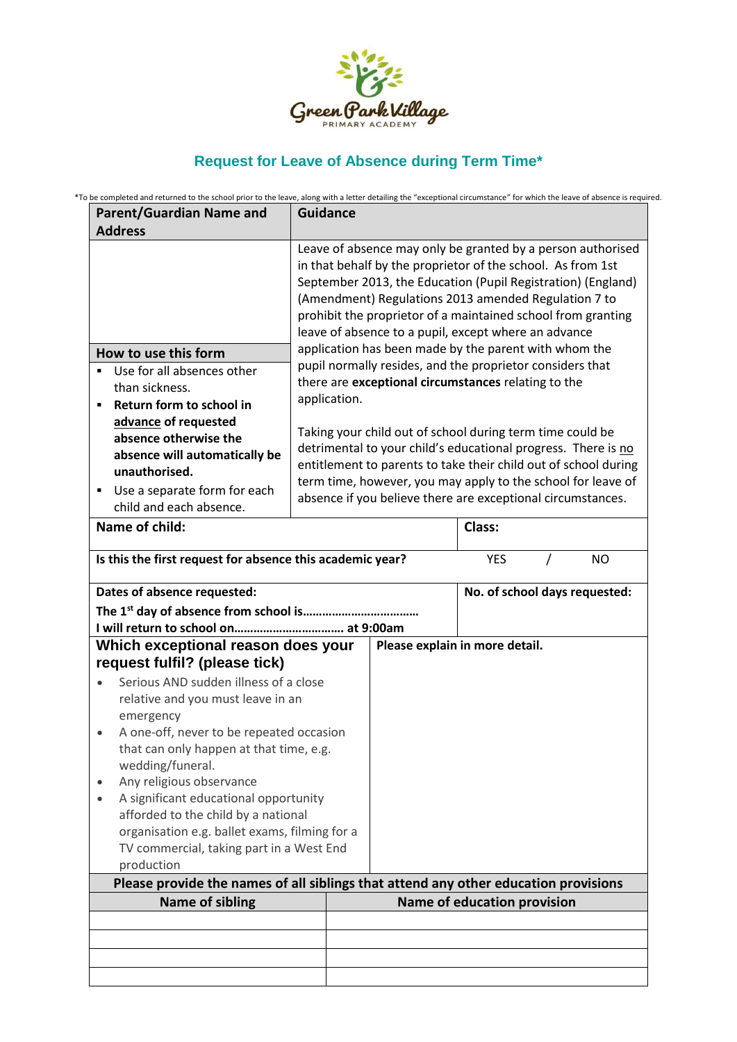Green Park Village PRIMARY ACADEMY

## Request for Leave of Absence during Term Time*

*To be completed and returned to the school prior to the leave, along with a letter detailing the "exceptional circumstance" for which the leave of absence is required.

| **Parent/Guardian Name and Address** | **Guidance** |
|---|---|
| | Leave of absence may only be granted by a person authorised in that behalf by the proprietor of the school. As from 1st September 2013, the Education (Pupil Registration) (England) (Amendment) Regulations 2013 amended Regulation 7 to prohibit the proprietor of a maintained school from granting leave of absence to a pupil, except where an advance application has been made by the parent with whom the pupil normally resides, and the proprietor considers that there are **exceptional circumstances** relating to the application. Taking your child out of school during term time could be detrimental to your child's educational progress. There is no entitlement to parents to take their child out of school during term time, however, you may apply to the school for leave of absence if you believe there are exceptional circumstances. |
| **How to use this form**<br>▪ Use for all absences other than sickness.<br>▪ **Return form to school in advance of requested absence otherwise the absence will automatically be unauthorised.**<br>▪ Use a separate form for each child and each absence. | |

| **Name of child:** | **Class:** |
|---|---|
| **Is this the first request for absence this academic year?** | YES / NO |
| **Dates of absence requested:**<br>**The 1st day of absence from school is……………………………**<br>**I will return to school on…………………………… at 9:00am** | **No. of school days requested:** |

| **Which exceptional reason does your request fulfil? (please tick)** | **Please explain in more detail.** |
|---|---|
| • Serious AND sudden illness of a close relative and you must leave in an emergency<br>• A one-off, never to be repeated occasion that can only happen at that time, e.g. wedding/funeral.<br>• Any religious observance<br>• A significant educational opportunity afforded to the child by a national organisation e.g. ballet exams, filming for a TV commercial, taking part in a West End production | |

**Please provide the names of all siblings that attend any other education provisions**

| Name of sibling | Name of education provision |
|---|---|
| | |
| | |
| | |
| | |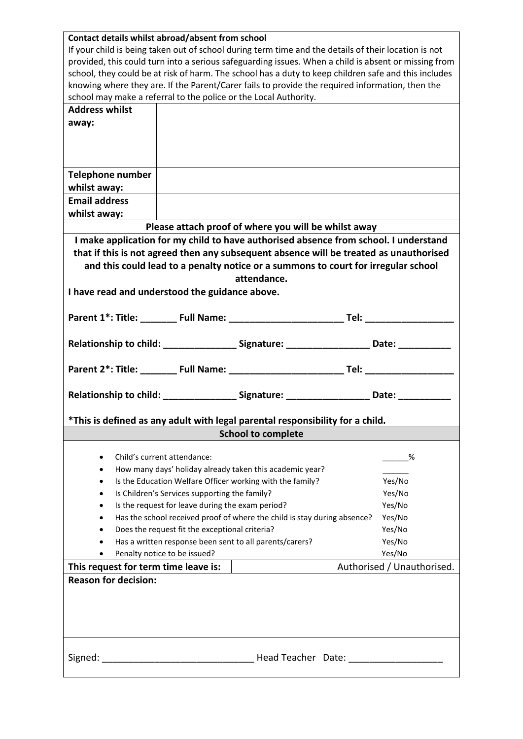**Contact details whilst abroad/absent from school**

If your child is being taken out of school during term time and the details of their location is not provided, this could turn into a serious safeguarding issues. When a child is absent or missing from school, they could be at risk of harm. The school has a duty to keep children safe and this includes knowing where they are. If the Parent/Carer fails to provide the required information, then the school may make a referral to the police or the Local Authority.

| | |
|---|---|
| **Address whilst away:** | |
| **Telephone number whilst away:** | |
| **Email address whilst away:** | |

**Please attach proof of where you will be whilst away**

**I make application for my child to have authorised absence from school. I understand that if this is not agreed then any subsequent absence will be treated as unauthorised and this could lead to a penalty notice or a summons to court for irregular school attendance.**

**I have read and understood the guidance above.**

**Parent 1*: Title: _______ Full Name: ______________________ Tel: _________________**

**Relationship to child: ______________ Signature: ________________ Date: __________**

**Parent 2*: Title: _______ Full Name: ______________________ Tel: _________________**

**Relationship to child: ______________ Signature: ________________ Date: __________**

***This is defined as any adult with legal parental responsibility for a child.**

**School to complete**

- Child's current attendance: ______%
- How many days' holiday already taken this academic year? ______
- Is the Education Welfare Officer working with the family? Yes/No
- Is Children's Services supporting the family? Yes/No
- Is the request for leave during the exam period? Yes/No
- Has the school received proof of where the child is stay during absence? Yes/No
- Does the request fit the exceptional criteria? Yes/No
- Has a written response been sent to all parents/carers? Yes/No
- Penalty notice to be issued? Yes/No

| | |
|---|---|
| **This request for term time leave is:** | Authorised / Unauthorised. |

**Reason for decision:**

Signed: ____________________________ Head Teacher Date: _________________